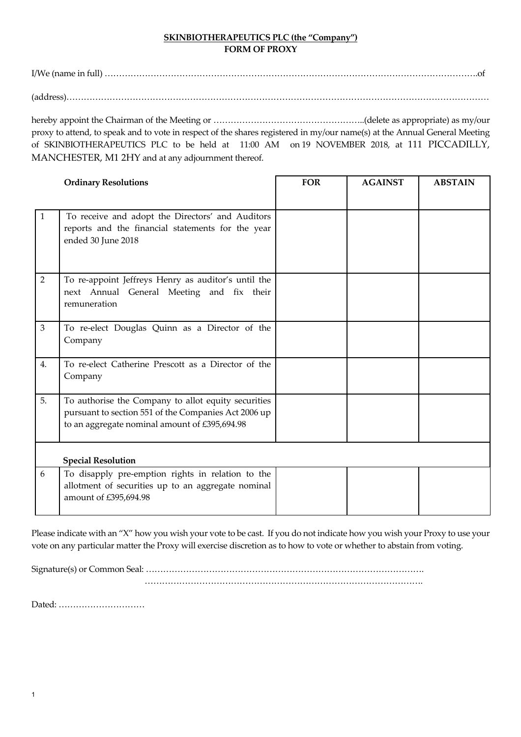**SKINBIOTHERAPEUTICS PLC (the "Company")**
**FORM OF PROXY**

I/We (name in full) …………………………………………………………………………………………………………………….of

(address)……………………………………………………………………………………………………………………………………

hereby appoint the Chairman of the Meeting or ……………………………………………..(delete as appropriate) as my/our proxy to attend, to speak and to vote in respect of the shares registered in my/our name(s) at the Annual General Meeting of SKINBIOTHERAPEUTICS PLC to be held at 11:00 AM on 19 NOVEMBER 2018, at 111 PICCADILLY, MANCHESTER, M1 2HY and at any adjournment thereof.

| | **Ordinary Resolutions** | **FOR** | **AGAINST** | **ABSTAIN** |
|---|---|---|---|---|
| 1 | To receive and adopt the Directors' and Auditors reports and the financial statements for the year ended 30 June 2018 | | | |
| 2 | To re-appoint Jeffreys Henry as auditor's until the next Annual General Meeting and fix their remuneration | | | |
| 3 | To re-elect Douglas Quinn as a Director of the Company | | | |
| 4. | To re-elect Catherine Prescott as a Director of the Company | | | |
| 5. | To authorise the Company to allot equity securities pursuant to section 551 of the Companies Act 2006 up to an aggregate nominal amount of £395,694.98 | | | |
| | **Special Resolution** | | | |
| 6 | To disapply pre-emption rights in relation to the allotment of securities up to an aggregate nominal amount of £395,694.98 | | | |

Please indicate with an "X" how you wish your vote to be cast. If you do not indicate how you wish your Proxy to use your vote on any particular matter the Proxy will exercise discretion as to how to vote or whether to abstain from voting.

Signature(s) or Common Seal: ……………………………………………………………………………………….
……………………………………………………………………………………….

Dated: …………………………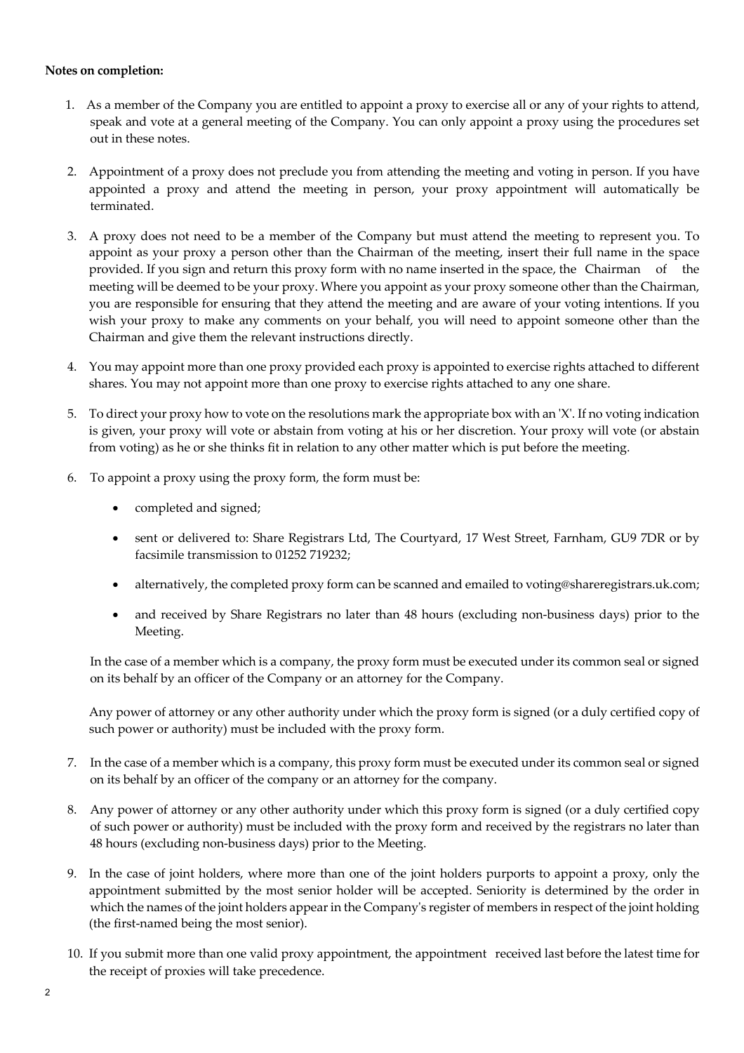**Notes on completion:**

1. As a member of the Company you are entitled to appoint a proxy to exercise all or any of your rights to attend, speak and vote at a general meeting of the Company. You can only appoint a proxy using the procedures set out in these notes.

2. Appointment of a proxy does not preclude you from attending the meeting and voting in person. If you have appointed a proxy and attend the meeting in person, your proxy appointment will automatically be terminated.

3. A proxy does not need to be a member of the Company but must attend the meeting to represent you. To appoint as your proxy a person other than the Chairman of the meeting, insert their full name in the space provided. If you sign and return this proxy form with no name inserted in the space, the Chairman of the meeting will be deemed to be your proxy. Where you appoint as your proxy someone other than the Chairman, you are responsible for ensuring that they attend the meeting and are aware of your voting intentions. If you wish your proxy to make any comments on your behalf, you will need to appoint someone other than the Chairman and give them the relevant instructions directly.

4. You may appoint more than one proxy provided each proxy is appointed to exercise rights attached to different shares. You may not appoint more than one proxy to exercise rights attached to any one share.

5. To direct your proxy how to vote on the resolutions mark the appropriate box with an 'X'. If no voting indication is given, your proxy will vote or abstain from voting at his or her discretion. Your proxy will vote (or abstain from voting) as he or she thinks fit in relation to any other matter which is put before the meeting.

6. To appoint a proxy using the proxy form, the form must be:

   - completed and signed;
   - sent or delivered to: Share Registrars Ltd, The Courtyard, 17 West Street, Farnham, GU9 7DR or by facsimile transmission to 01252 719232;
   - alternatively, the completed proxy form can be scanned and emailed to voting@shareregistrars.uk.com;
   - and received by Share Registrars no later than 48 hours (excluding non-business days) prior to the Meeting.

   In the case of a member which is a company, the proxy form must be executed under its common seal or signed on its behalf by an officer of the Company or an attorney for the Company.

   Any power of attorney or any other authority under which the proxy form is signed (or a duly certified copy of such power or authority) must be included with the proxy form.

7. In the case of a member which is a company, this proxy form must be executed under its common seal or signed on its behalf by an officer of the company or an attorney for the company.

8. Any power of attorney or any other authority under which this proxy form is signed (or a duly certified copy of such power or authority) must be included with the proxy form and received by the registrars no later than 48 hours (excluding non-business days) prior to the Meeting.

9. In the case of joint holders, where more than one of the joint holders purports to appoint a proxy, only the appointment submitted by the most senior holder will be accepted. Seniority is determined by the order in which the names of the joint holders appear in the Company's register of members in respect of the joint holding (the first-named being the most senior).

10. If you submit more than one valid proxy appointment, the appointment received last before the latest time for the receipt of proxies will take precedence.